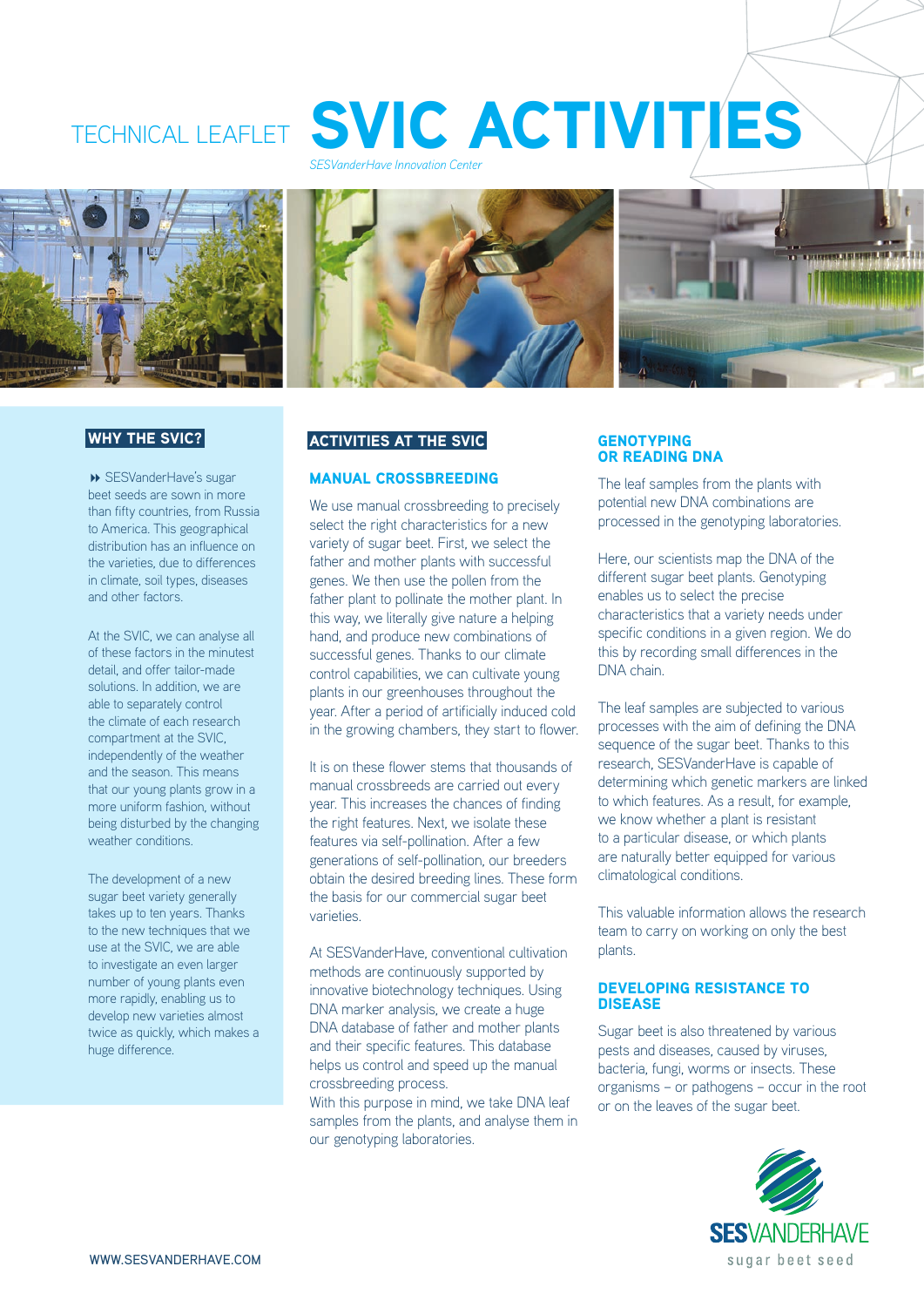TECHNICAL LEAFLET

# SVIC ACTIVITIES

*SESVanderHave Innovation Center*

## WHY THE SVIC?

SESVanderHave's sugar beet seeds are sown in more than fifty countries, from Russia to America. This geographical distribution has an influence on the varieties, due to differences in climate, soil types, diseases and other factors.

At the SVIC, we can analyse all of these factors in the minutest detail, and offer tailor-made solutions. In addition, we are able to separately control the climate of each research compartment at the SVIC, independently of the weather and the season. This means that our young plants grow in a more uniform fashion, without being disturbed by the changing weather conditions.

The development of a new sugar beet variety generally takes up to ten years. Thanks to the new techniques that we use at the SVIC, we are able to investigate an even larger number of young plants even more rapidly, enabling us to develop new varieties almost twice as quickly, which makes a huge difference.

## ACTIVITIES AT THE SVIC

### MANUAL CROSSBREEDING

We use manual crossbreeding to precisely select the right characteristics for a new variety of sugar beet. First, we select the father and mother plants with successful genes. We then use the pollen from the father plant to pollinate the mother plant. In this way, we literally give nature a helping hand, and produce new combinations of successful genes. Thanks to our climate control capabilities, we can cultivate young plants in our greenhouses throughout the year. After a period of artificially induced cold in the growing chambers, they start to flower.

It is on these flower stems that thousands of manual crossbreeds are carried out every year. This increases the chances of finding the right features. Next, we isolate these features via self-pollination. After a few generations of self-pollination, our breeders obtain the desired breeding lines. These form the basis for our commercial sugar beet varieties.

At SESVanderHave, conventional cultivation methods are continuously supported by innovative biotechnology techniques. Using DNA marker analysis, we create a huge DNA database of father and mother plants and their specific features. This database helps us control and speed up the manual crossbreeding process.
With this purpose in mind, we take DNA leaf samples from the plants, and analyse them in our genotyping laboratories.

### GENOTYPING OR READING DNA

The leaf samples from the plants with potential new DNA combinations are processed in the genotyping laboratories.

Here, our scientists map the DNA of the different sugar beet plants. Genotyping enables us to select the precise characteristics that a variety needs under specific conditions in a given region. We do this by recording small differences in the DNA chain.

The leaf samples are subjected to various processes with the aim of defining the DNA sequence of the sugar beet. Thanks to this research, SESVanderHave is capable of determining which genetic markers are linked to which features. As a result, for example, we know whether a plant is resistant to a particular disease, or which plants are naturally better equipped for various climatological conditions.

This valuable information allows the research team to carry on working on only the best plants.

### DEVELOPING RESISTANCE TO DISEASE

Sugar beet is also threatened by various pests and diseases, caused by viruses, bacteria, fungi, worms or insects. These organisms – or pathogens – occur in the root or on the leaves of the sugar beet.

SESVANDERHAVE sugar beet seed

WWW.SESVANDERHAVE.COM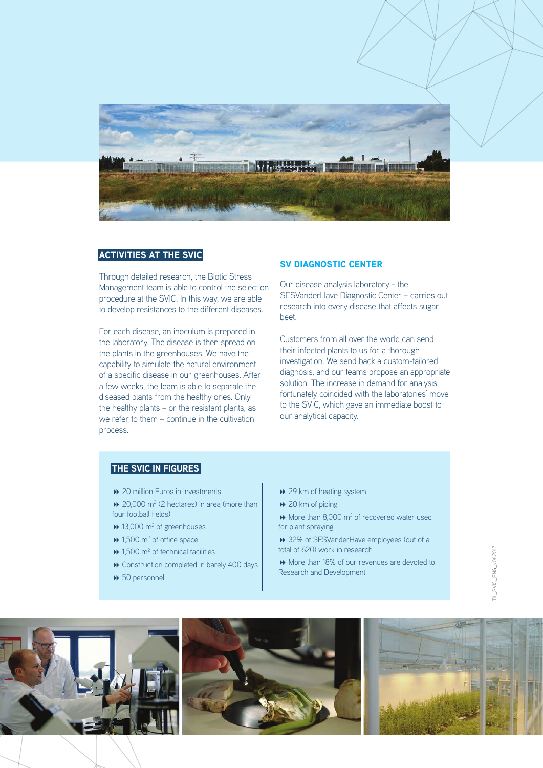## ACTIVITIES AT THE SVIC

Through detailed research, the Biotic Stress Management team is able to control the selection procedure at the SVIC. In this way, we are able to develop resistances to the different diseases.

For each disease, an inoculum is prepared in the laboratory. The disease is then spread on the plants in the greenhouses. We have the capability to simulate the natural environment of a specific disease in our greenhouses. After a few weeks, the team is able to separate the diseased plants from the healthy ones. Only the healthy plants – or the resistant plants, as we refer to them – continue in the cultivation process.

## SV DIAGNOSTIC CENTER

Our disease analysis laboratory - the SESVanderHave Diagnostic Center – carries out research into every disease that affects sugar beet.

Customers from all over the world can send their infected plants to us for a thorough investigation. We send back a custom-tailored diagnosis, and our teams propose an appropriate solution. The increase in demand for analysis fortunately coincided with the laboratories' move to the SVIC, which gave an immediate boost to our analytical capacity.

## THE SVIC IN FIGURES

- 20 million Euros in investments
- 20,000 m$^2$ (2 hectares) in area (more than four football fields)
- 13,000 m$^2$ of greenhouses
- 1,500 m$^2$ of office space
- 1,500 m$^2$ of technical facilities
- Construction completed in barely 400 days
- 50 personnel
- 29 km of heating system
- 20 km of piping
- More than 8,000 m$^3$ of recovered water used for plant spraying
- 32% of SESVanderHave employees (out of a total of 620) work in research
- More than 18% of our revenues are devoted to Research and Development

TL_SVIC_ENG_v062017